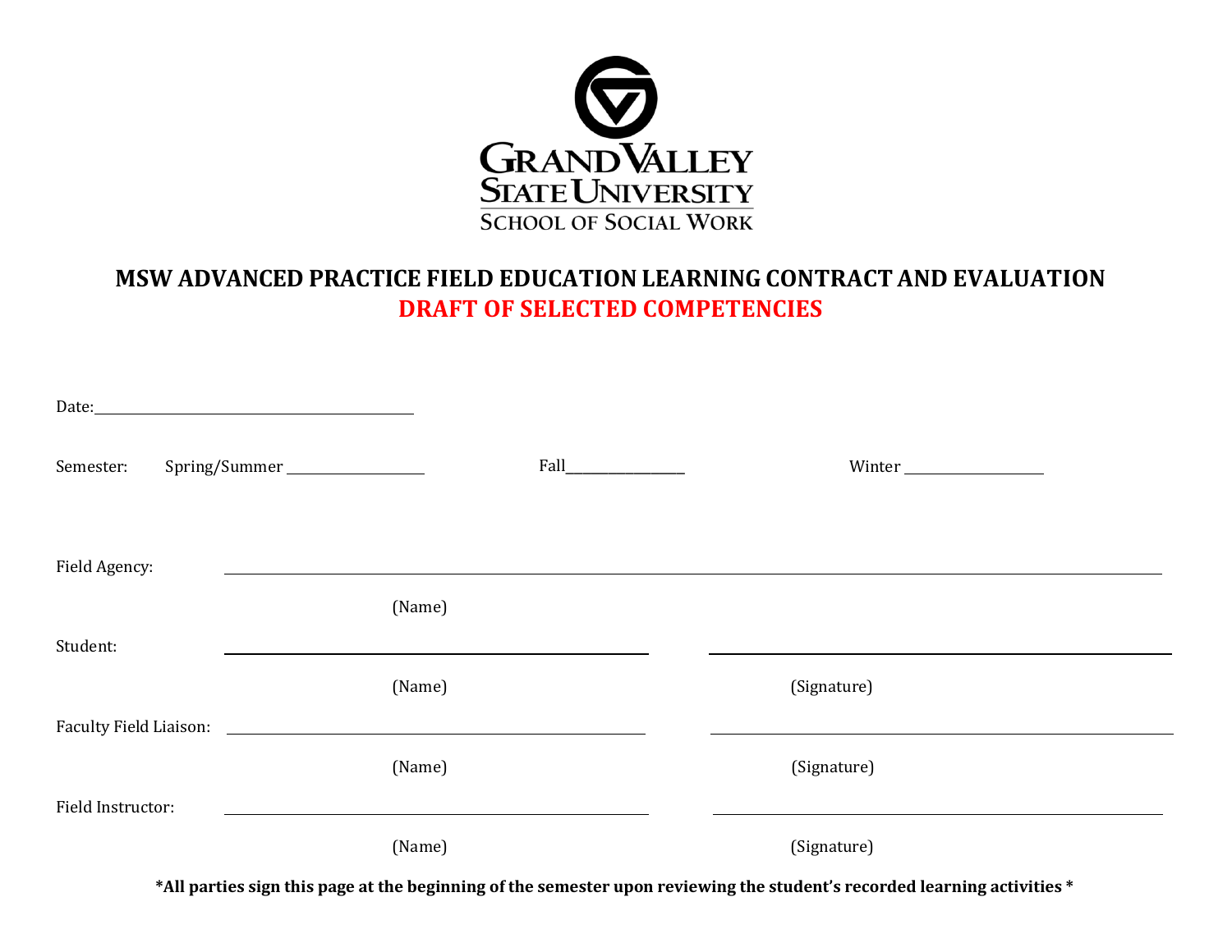GRAND VALLEY
STATE UNIVERSITY
SCHOOL OF SOCIAL WORK

# MSW ADVANCED PRACTICE FIELD EDUCATION LEARNING CONTRACT AND EVALUATION

## DRAFT OF SELECTED COMPETENCIES

Date:\_\_\_\_\_\_\_\_\_\_\_\_\_\_\_\_\_\_\_\_\_\_\_\_\_\_\_\_\_\_\_\_\_\_\_\_\_\_\_\_

Semester: Spring/Summer \_\_\_\_\_\_\_\_\_\_\_\_\_\_\_\_\_\_\_ Fall\_\_\_\_\_\_\_\_\_\_\_\_\_\_\_\_\_ Winter \_\_\_\_\_\_\_\_\_\_\_\_\_\_\_\_\_\_\_

Field Agency: \_\_\_\_\_\_\_\_\_\_\_\_\_\_\_\_\_\_\_\_\_\_\_\_\_\_\_\_\_\_\_\_\_\_\_\_\_\_\_\_\_\_\_\_\_\_\_\_\_\_\_\_\_\_\_\_\_\_\_\_\_\_\_\_\_\_\_\_\_\_\_\_

(Name)

Student: \_\_\_\_\_\_\_\_\_\_\_\_\_\_\_\_\_\_\_\_\_\_\_\_\_\_\_\_\_\_\_\_\_\_\_\_\_\_\_\_\_\_ \_\_\_\_\_\_\_\_\_\_\_\_\_\_\_\_\_\_\_\_\_\_\_\_\_\_\_\_\_\_\_\_\_\_\_\_\_\_\_\_\_\_

(Name) (Signature)

Faculty Field Liaison: \_\_\_\_\_\_\_\_\_\_\_\_\_\_\_\_\_\_\_\_\_\_\_\_\_\_\_\_\_\_\_\_\_\_\_\_\_\_\_\_\_\_ \_\_\_\_\_\_\_\_\_\_\_\_\_\_\_\_\_\_\_\_\_\_\_\_\_\_\_\_\_\_\_\_\_\_\_\_\_\_\_\_\_\_

(Name) (Signature)

Field Instructor: \_\_\_\_\_\_\_\_\_\_\_\_\_\_\_\_\_\_\_\_\_\_\_\_\_\_\_\_\_\_\_\_\_\_\_\_\_\_\_\_\_\_ \_\_\_\_\_\_\_\_\_\_\_\_\_\_\_\_\_\_\_\_\_\_\_\_\_\_\_\_\_\_\_\_\_\_\_\_\_\_\_\_\_\_

(Name) (Signature)

**\*All parties sign this page at the beginning of the semester upon reviewing the student's recorded learning activities \***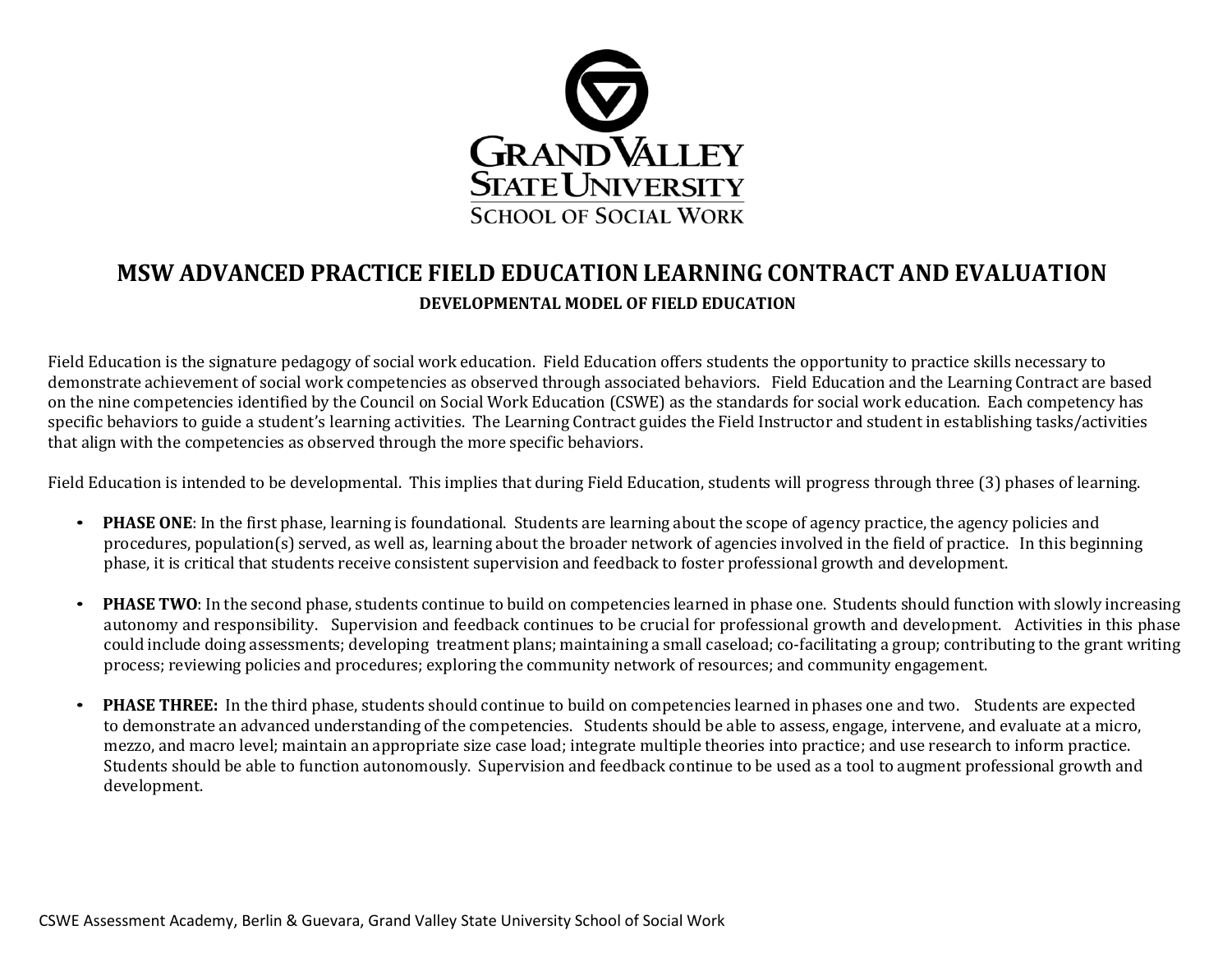GRAND VALLEY STATE UNIVERSITY
SCHOOL OF SOCIAL WORK

# MSW ADVANCED PRACTICE FIELD EDUCATION LEARNING CONTRACT AND EVALUATION

## DEVELOPMENTAL MODEL OF FIELD EDUCATION

Field Education is the signature pedagogy of social work education. Field Education offers students the opportunity to practice skills necessary to demonstrate achievement of social work competencies as observed through associated behaviors. Field Education and the Learning Contract are based on the nine competencies identified by the Council on Social Work Education (CSWE) as the standards for social work education. Each competency has specific behaviors to guide a student's learning activities. The Learning Contract guides the Field Instructor and student in establishing tasks/activities that align with the competencies as observed through the more specific behaviors.

Field Education is intended to be developmental. This implies that during Field Education, students will progress through three (3) phases of learning.

- **PHASE ONE**: In the first phase, learning is foundational. Students are learning about the scope of agency practice, the agency policies and procedures, population(s) served, as well as, learning about the broader network of agencies involved in the field of practice. In this beginning phase, it is critical that students receive consistent supervision and feedback to foster professional growth and development.

- **PHASE TWO**: In the second phase, students continue to build on competencies learned in phase one. Students should function with slowly increasing autonomy and responsibility. Supervision and feedback continues to be crucial for professional growth and development. Activities in this phase could include doing assessments; developing treatment plans; maintaining a small caseload; co-facilitating a group; contributing to the grant writing process; reviewing policies and procedures; exploring the community network of resources; and community engagement.

- **PHASE THREE:** In the third phase, students should continue to build on competencies learned in phases one and two. Students are expected to demonstrate an advanced understanding of the competencies. Students should be able to assess, engage, intervene, and evaluate at a micro, mezzo, and macro level; maintain an appropriate size case load; integrate multiple theories into practice; and use research to inform practice. Students should be able to function autonomously. Supervision and feedback continue to be used as a tool to augment professional growth and development.

CSWE Assessment Academy, Berlin & Guevara, Grand Valley State University School of Social Work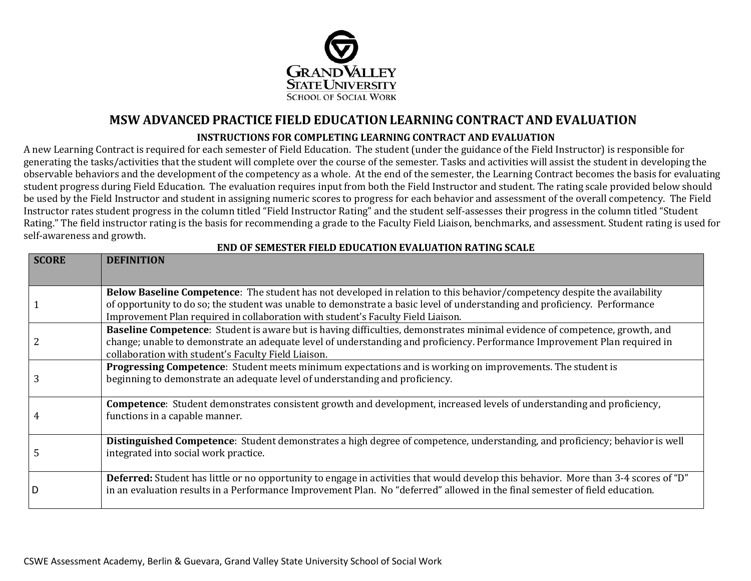GRAND VALLEY STATE UNIVERSITY
SCHOOL OF SOCIAL WORK

# MSW ADVANCED PRACTICE FIELD EDUCATION LEARNING CONTRACT AND EVALUATION

### INSTRUCTIONS FOR COMPLETING LEARNING CONTRACT AND EVALUATION

A new Learning Contract is required for each semester of Field Education. The student (under the guidance of the Field Instructor) is responsible for generating the tasks/activities that the student will complete over the course of the semester. Tasks and activities will assist the student in developing the observable behaviors and the development of the competency as a whole. At the end of the semester, the Learning Contract becomes the basis for evaluating student progress during Field Education. The evaluation requires input from both the Field Instructor and student. The rating scale provided below should be used by the Field Instructor and student in assigning numeric scores to progress for each behavior and assessment of the overall competency. The Field Instructor rates student progress in the column titled "Field Instructor Rating" and the student self-assesses their progress in the column titled "Student Rating." The field instructor rating is the basis for recommending a grade to the Faculty Field Liaison, benchmarks, and assessment. Student rating is used for self-awareness and growth.

### END OF SEMESTER FIELD EDUCATION EVALUATION RATING SCALE

| SCORE | DEFINITION |
|---|---|
| 1 | **Below Baseline Competence**: The student has not developed in relation to this behavior/competency despite the availability of opportunity to do so; the student was unable to demonstrate a basic level of understanding and proficiency. Performance Improvement Plan required in collaboration with student's Faculty Field Liaison. |
| 2 | **Baseline Competence**: Student is aware but is having difficulties, demonstrates minimal evidence of competence, growth, and change; unable to demonstrate an adequate level of understanding and proficiency. Performance Improvement Plan required in collaboration with student's Faculty Field Liaison. |
| 3 | **Progressing Competence**: Student meets minimum expectations and is working on improvements. The student is beginning to demonstrate an adequate level of understanding and proficiency. |
| 4 | **Competence**: Student demonstrates consistent growth and development, increased levels of understanding and proficiency, functions in a capable manner. |
| 5 | **Distinguished Competence**: Student demonstrates a high degree of competence, understanding, and proficiency; behavior is well integrated into social work practice. |
| D | **Deferred:** Student has little or no opportunity to engage in activities that would develop this behavior. More than 3-4 scores of "D" in an evaluation results in a Performance Improvement Plan. No "deferred" allowed in the final semester of field education. |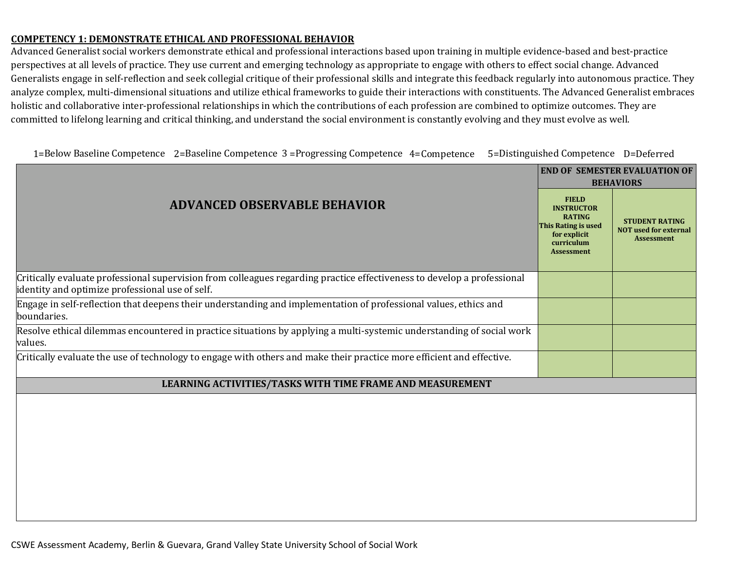**COMPETENCY 1: DEMONSTRATE ETHICAL AND PROFESSIONAL BEHAVIOR**

Advanced Generalist social workers demonstrate ethical and professional interactions based upon training in multiple evidence-based and best-practice perspectives at all levels of practice. They use current and emerging technology as appropriate to engage with others to effect social change. Advanced Generalists engage in self-reflection and seek collegial critique of their professional skills and integrate this feedback regularly into autonomous practice. They analyze complex, multi-dimensional situations and utilize ethical frameworks to guide their interactions with constituents. The Advanced Generalist embraces holistic and collaborative inter-professional relationships in which the contributions of each profession are combined to optimize outcomes. They are committed to lifelong learning and critical thinking, and understand the social environment is constantly evolving and they must evolve as well.

1=Below Baseline Competence 2=Baseline Competence 3 =Progressing Competence 4=Competence 5=Distinguished Competence D=Deferred

| ADVANCED OBSERVABLE BEHAVIOR | END OF SEMESTER EVALUATION OF BEHAVIORS | |
|---|---|---|
| | **FIELD INSTRUCTOR RATING This Rating is used for explicit curriculum Assessment** | **STUDENT RATING NOT used for external Assessment** |
| Critically evaluate professional supervision from colleagues regarding practice effectiveness to develop a professional identity and optimize professional use of self. | | |
| Engage in self-reflection that deepens their understanding and implementation of professional values, ethics and boundaries. | | |
| Resolve ethical dilemmas encountered in practice situations by applying a multi-systemic understanding of social work values. | | |
| Critically evaluate the use of technology to engage with others and make their practice more efficient and effective. | | |
| **LEARNING ACTIVITIES/TASKS WITH TIME FRAME AND MEASUREMENT** | | |
| | | |

CSWE Assessment Academy, Berlin & Guevara, Grand Valley State University School of Social Work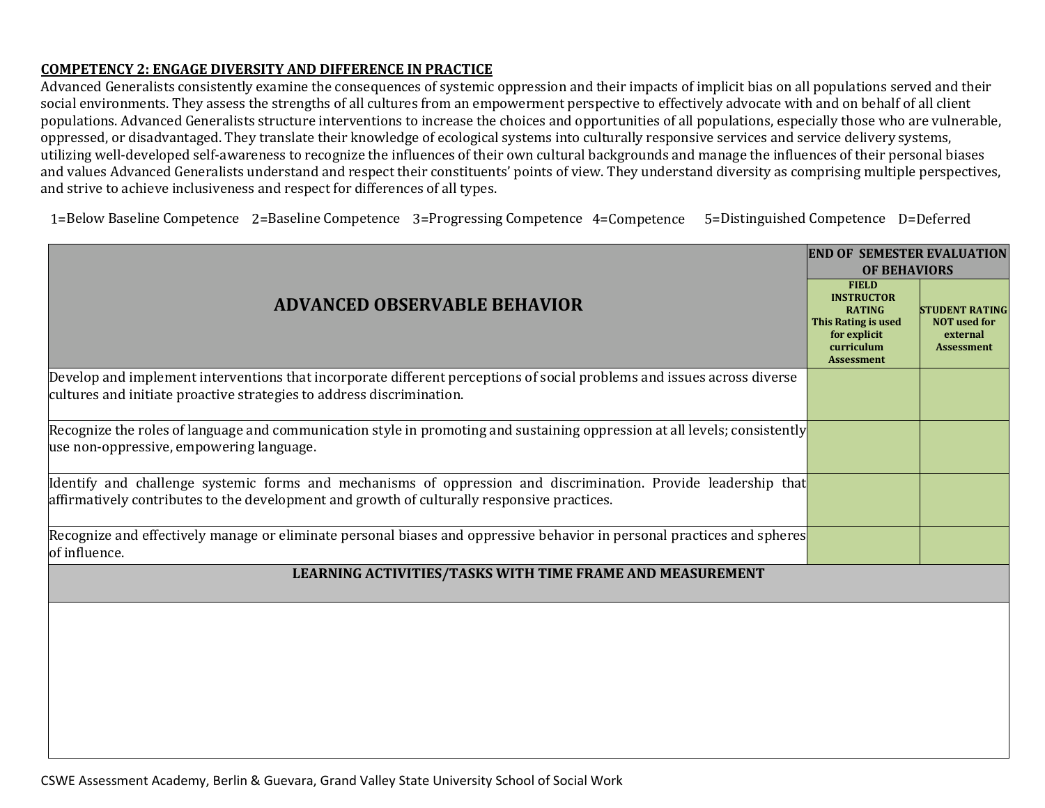**COMPETENCY 2: ENGAGE DIVERSITY AND DIFFERENCE IN PRACTICE**

Advanced Generalists consistently examine the consequences of systemic oppression and their impacts of implicit bias on all populations served and their social environments. They assess the strengths of all cultures from an empowerment perspective to effectively advocate with and on behalf of all client populations. Advanced Generalists structure interventions to increase the choices and opportunities of all populations, especially those who are vulnerable, oppressed, or disadvantaged. They translate their knowledge of ecological systems into culturally responsive services and service delivery systems, utilizing well-developed self-awareness to recognize the influences of their own cultural backgrounds and manage the influences of their personal biases and values Advanced Generalists understand and respect their constituents' points of view. They understand diversity as comprising multiple perspectives, and strive to achieve inclusiveness and respect for differences of all types.

1=Below Baseline Competence 2=Baseline Competence 3=Progressing Competence 4=Competence 5=Distinguished Competence D=Deferred

| ADVANCED OBSERVABLE BEHAVIOR | END OF SEMESTER EVALUATION OF BEHAVIORS | |
|---|---|---|
| | **FIELD INSTRUCTOR RATING** This Rating is used for explicit curriculum Assessment | **STUDENT RATING** NOT used for external Assessment |
| Develop and implement interventions that incorporate different perceptions of social problems and issues across diverse cultures and initiate proactive strategies to address discrimination. | | |
| Recognize the roles of language and communication style in promoting and sustaining oppression at all levels; consistently use non-oppressive, empowering language. | | |
| Identify and challenge systemic forms and mechanisms of oppression and discrimination. Provide leadership that affirmatively contributes to the development and growth of culturally responsive practices. | | |
| Recognize and effectively manage or eliminate personal biases and oppressive behavior in personal practices and spheres of influence. | | |

| LEARNING ACTIVITIES/TASKS WITH TIME FRAME AND MEASUREMENT |
|---|
| |

CSWE Assessment Academy, Berlin & Guevara, Grand Valley State University School of Social Work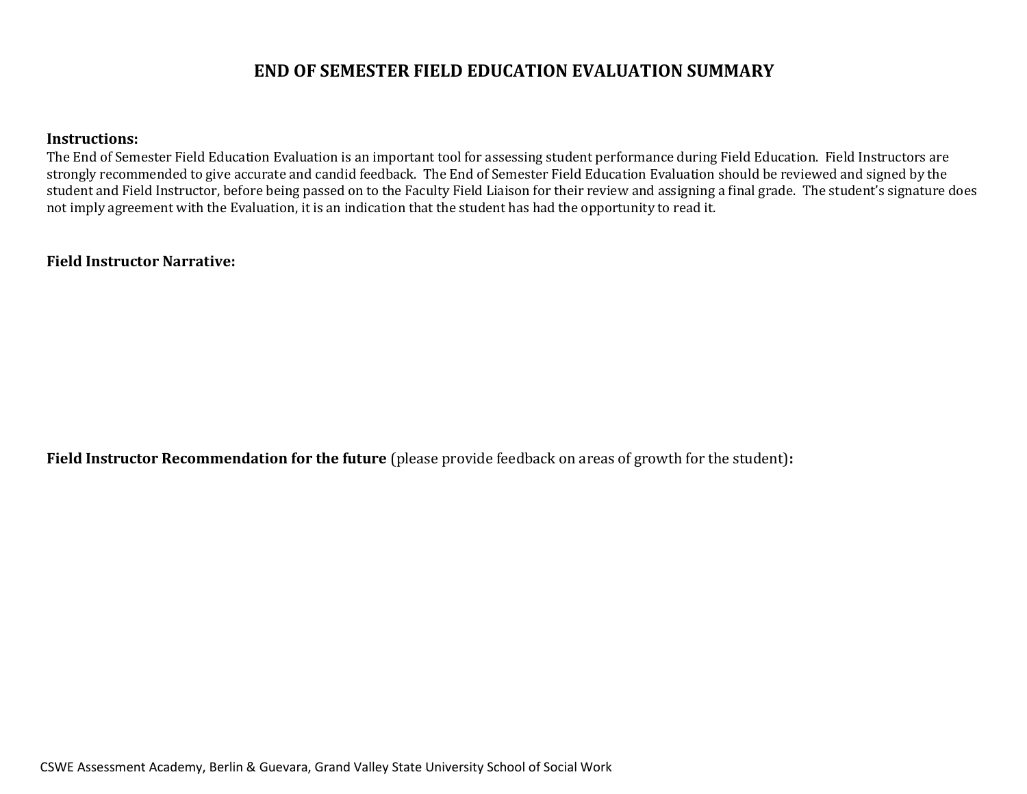# END OF SEMESTER FIELD EDUCATION EVALUATION SUMMARY

**Instructions:**
The End of Semester Field Education Evaluation is an important tool for assessing student performance during Field Education. Field Instructors are strongly recommended to give accurate and candid feedback. The End of Semester Field Education Evaluation should be reviewed and signed by the student and Field Instructor, before being passed on to the Faculty Field Liaison for their review and assigning a final grade. The student's signature does not imply agreement with the Evaluation, it is an indication that the student has had the opportunity to read it.

**Field Instructor Narrative:**

**Field Instructor Recommendation for the future** (please provide feedback on areas of growth for the student)**:**

CSWE Assessment Academy, Berlin & Guevara, Grand Valley State University School of Social Work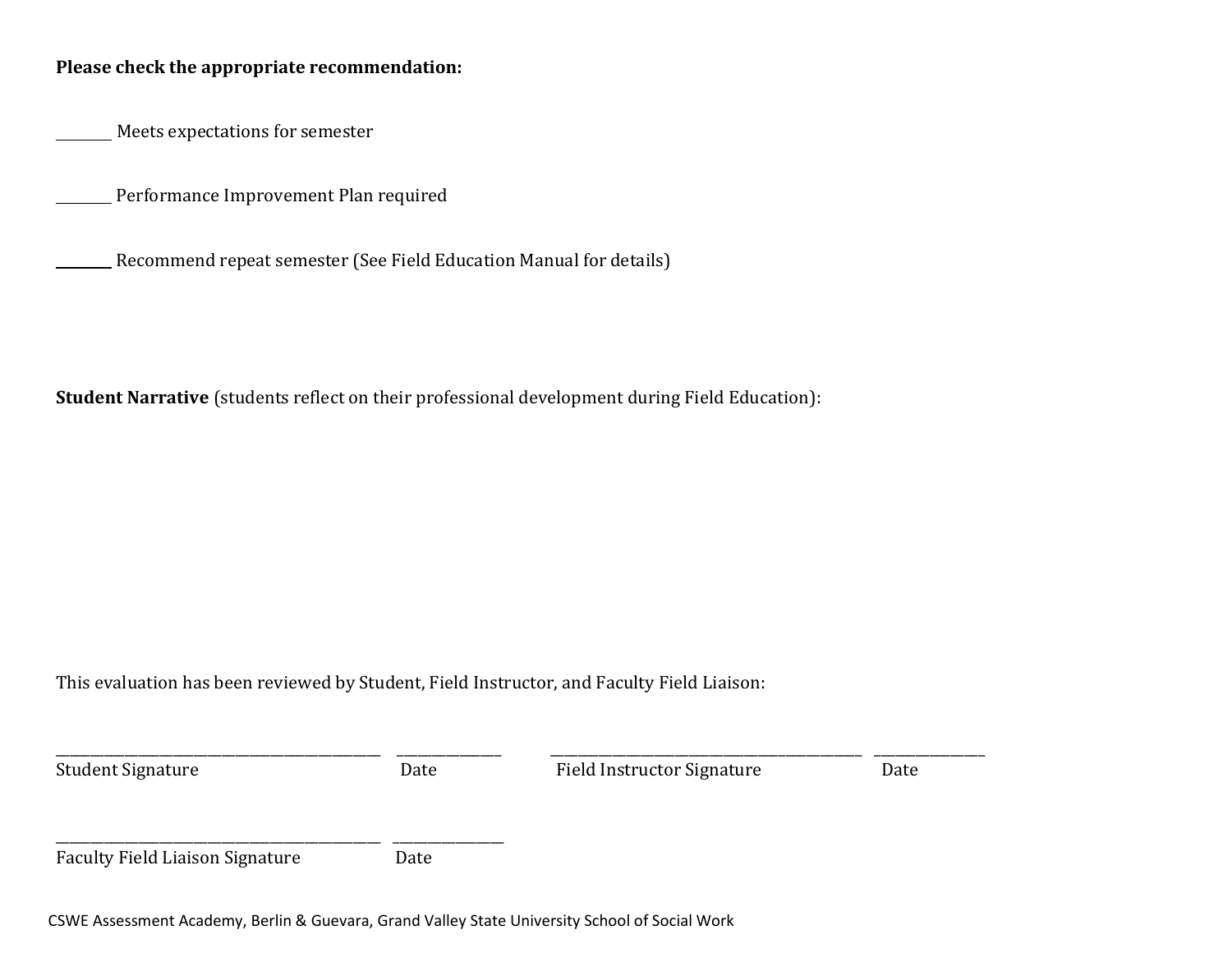**Please check the appropriate recommendation:**

_______ Meets expectations for semester

_______ Performance Improvement Plan required

_______ Recommend repeat semester (See Field Education Manual for details)

**Student Narrative** (students reflect on their professional development during Field Education):

This evaluation has been reviewed by Student, Field Instructor, and Faculty Field Liaison:

_________________________________________ ______________ _________________________________________ ______________

Student Signature Date Field Instructor Signature Date

_________________________________________ ______________

Faculty Field Liaison Signature Date

CSWE Assessment Academy, Berlin & Guevara, Grand Valley State University School of Social Work